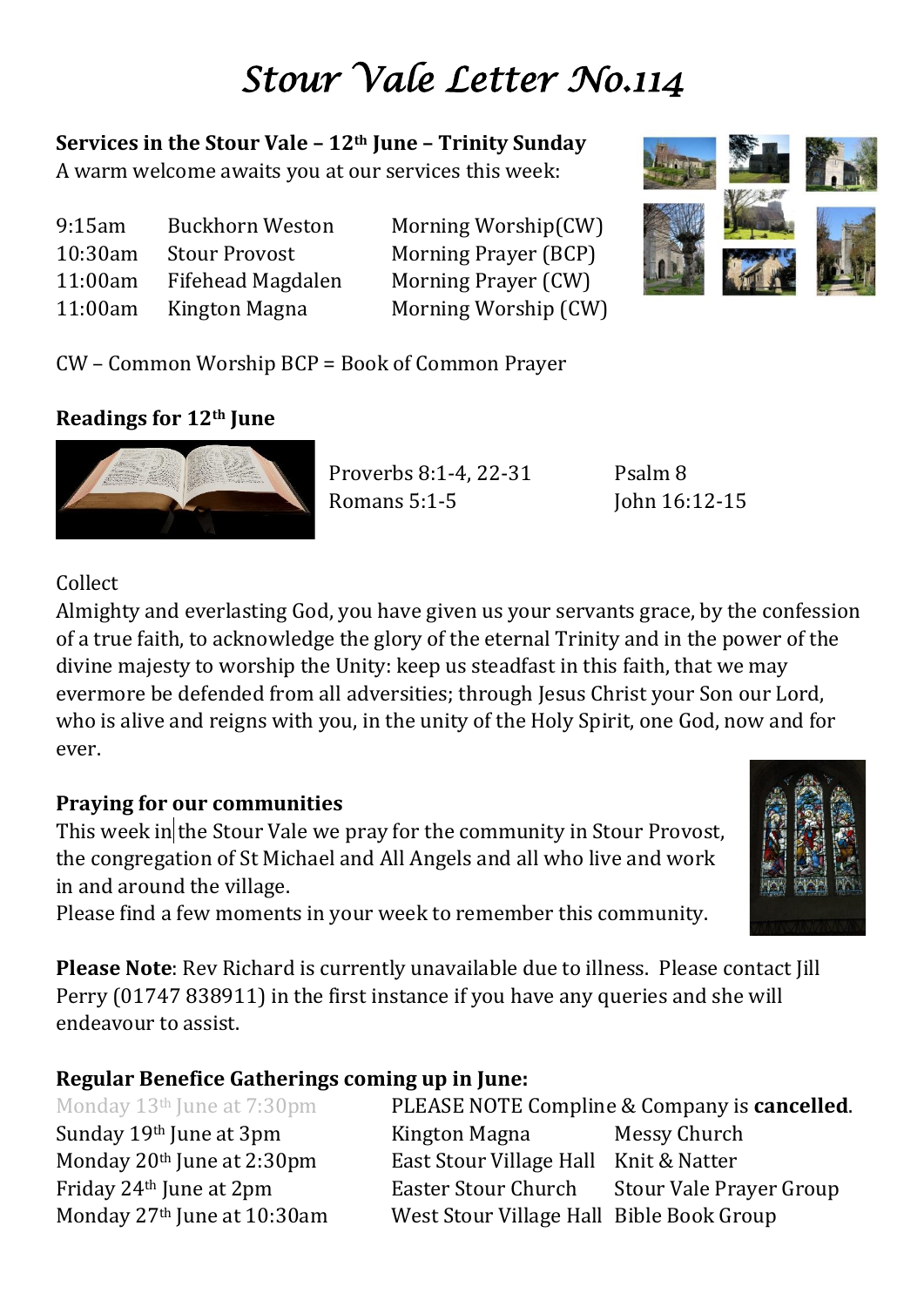# Stour Vale Letter No.114

**Services in the Stour Vale – 12th June – Trinity Sunday**

A warm welcome awaits you at our services this week:

| | | |
|---|---|---|
| 9:15am | Buckhorn Weston | Morning Worship(CW) |
| 10:30am | Stour Provost | Morning Prayer (BCP) |
| 11:00am | Fifehead Magdalen | Morning Prayer (CW) |
| 11:00am | Kington Magna | Morning Worship (CW) |

CW – Common Worship BCP = Book of Common Prayer

**Readings for 12th June**

Proverbs 8:1-4, 22-31
Psalm 8
Romans 5:1-5
John 16:12-15

Collect

Almighty and everlasting God, you have given us your servants grace, by the confession of a true faith, to acknowledge the glory of the eternal Trinity and in the power of the divine majesty to worship the Unity: keep us steadfast in this faith, that we may evermore be defended from all adversities; through Jesus Christ your Son our Lord, who is alive and reigns with you, in the unity of the Holy Spirit, one God, now and for ever.

**Praying for our communities**

This week in the Stour Vale we pray for the community in Stour Provost, the congregation of St Michael and All Angels and all who live and work in and around the village.

Please find a few moments in your week to remember this community.

**Please Note**: Rev Richard is currently unavailable due to illness. Please contact Jill Perry (01747 838911) in the first instance if you have any queries and she will endeavour to assist.

**Regular Benefice Gatherings coming up in June:**

| | | |
|---|---|---|
| Monday 13th June at 7:30pm | PLEASE NOTE Compline & Company is **cancelled**. | |
| Sunday 19th June at 3pm | Kington Magna | Messy Church |
| Monday 20th June at 2:30pm | East Stour Village Hall | Knit & Natter |
| Friday 24th June at 2pm | Easter Stour Church | Stour Vale Prayer Group |
| Monday 27th June at 10:30am | West Stour Village Hall | Bible Book Group |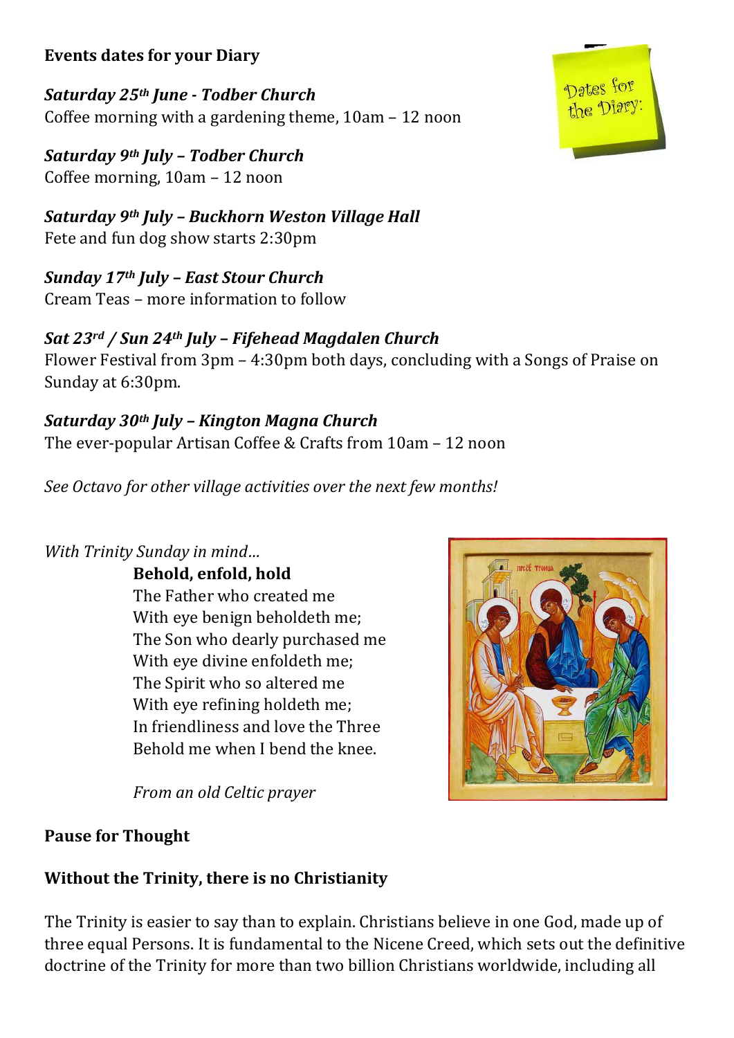**Events dates for your Diary**

***Saturday 25th June - Todber Church***
Coffee morning with a gardening theme, 10am – 12 noon

***Saturday 9th July – Todber Church***
Coffee morning, 10am – 12 noon

***Saturday 9th July – Buckhorn Weston Village Hall***
Fete and fun dog show starts 2:30pm

***Sunday 17th July – East Stour Church***
Cream Teas – more information to follow

***Sat 23rd / Sun 24th July – Fifehead Magdalen Church***
Flower Festival from 3pm – 4:30pm both days, concluding with a Songs of Praise on Sunday at 6:30pm.

***Saturday 30th July – Kington Magna Church***
The ever-popular Artisan Coffee & Crafts from 10am – 12 noon

*See Octavo for other village activities over the next few months!*

*With Trinity Sunday in mind…*

**Behold, enfold, hold**
The Father who created me
With eye benign beholdeth me;
The Son who dearly purchased me
With eye divine enfoldeth me;
The Spirit who so altered me
With eye refining holdeth me;
In friendliness and love the Three
Behold me when I bend the knee.

*From an old Celtic prayer*

**Pause for Thought**

**Without the Trinity, there is no Christianity**

The Trinity is easier to say than to explain. Christians believe in one God, made up of three equal Persons. It is fundamental to the Nicene Creed, which sets out the definitive doctrine of the Trinity for more than two billion Christians worldwide, including all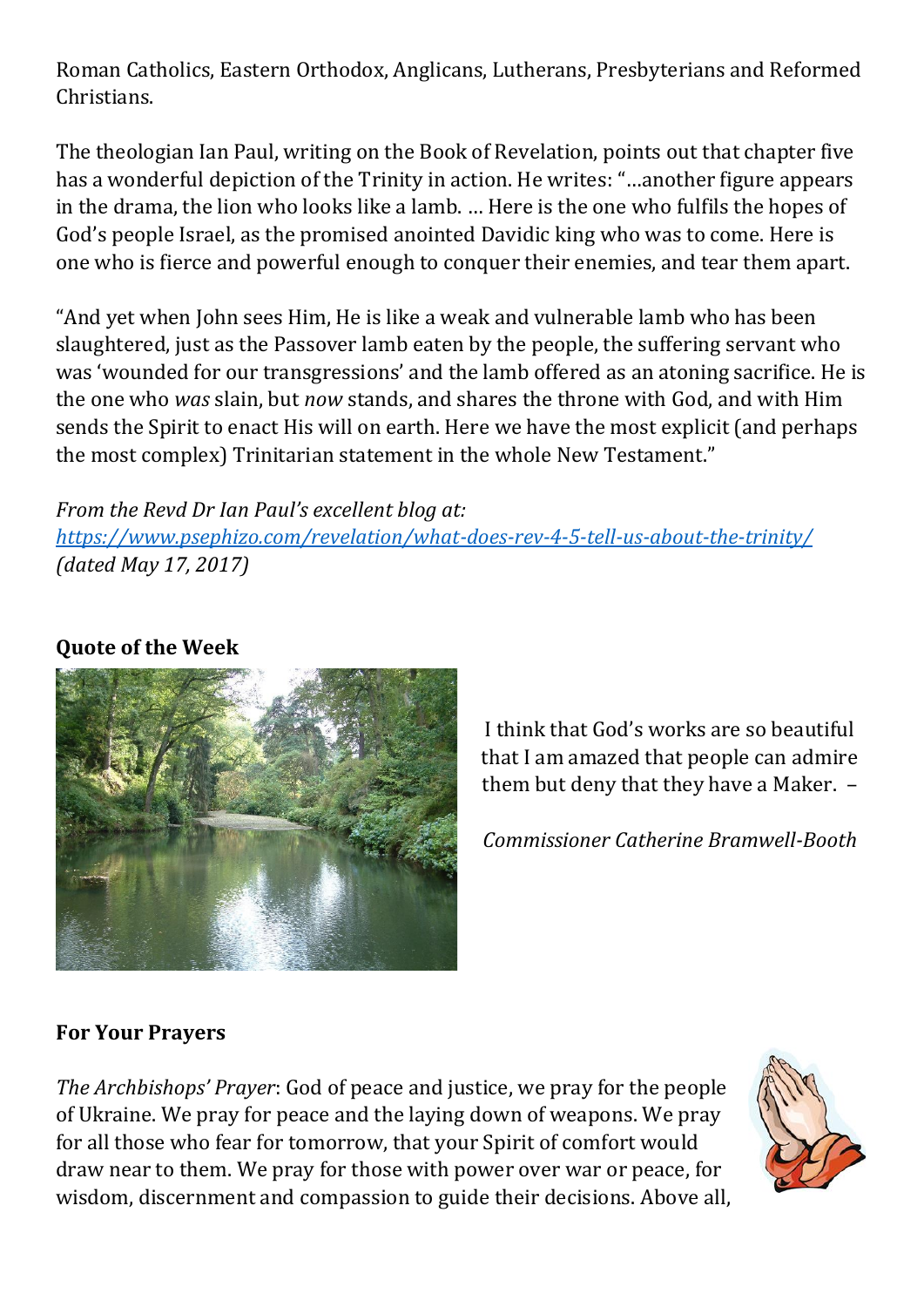Roman Catholics, Eastern Orthodox, Anglicans, Lutherans, Presbyterians and Reformed Christians.

The theologian Ian Paul, writing on the Book of Revelation, points out that chapter five has a wonderful depiction of the Trinity in action. He writes: "…another figure appears in the drama, the lion who looks like a lamb. … Here is the one who fulfils the hopes of God's people Israel, as the promised anointed Davidic king who was to come. Here is one who is fierce and powerful enough to conquer their enemies, and tear them apart.

"And yet when John sees Him, He is like a weak and vulnerable lamb who has been slaughtered, just as the Passover lamb eaten by the people, the suffering servant who was 'wounded for our transgressions' and the lamb offered as an atoning sacrifice. He is the one who *was* slain, but *now* stands, and shares the throne with God, and with Him sends the Spirit to enact His will on earth. Here we have the most explicit (and perhaps the most complex) Trinitarian statement in the whole New Testament."

*From the Revd Dr Ian Paul's excellent blog at:*
*https://www.psephizo.com/revelation/what-does-rev-4-5-tell-us-about-the-trinity/*
*(dated May 17, 2017)*

**Quote of the Week**

I think that God's works are so beautiful that I am amazed that people can admire them but deny that they have a Maker. –

*Commissioner Catherine Bramwell-Booth*

**For Your Prayers**

*The Archbishops' Prayer*: God of peace and justice, we pray for the people of Ukraine. We pray for peace and the laying down of weapons. We pray for all those who fear for tomorrow, that your Spirit of comfort would draw near to them. We pray for those with power over war or peace, for wisdom, discernment and compassion to guide their decisions. Above all,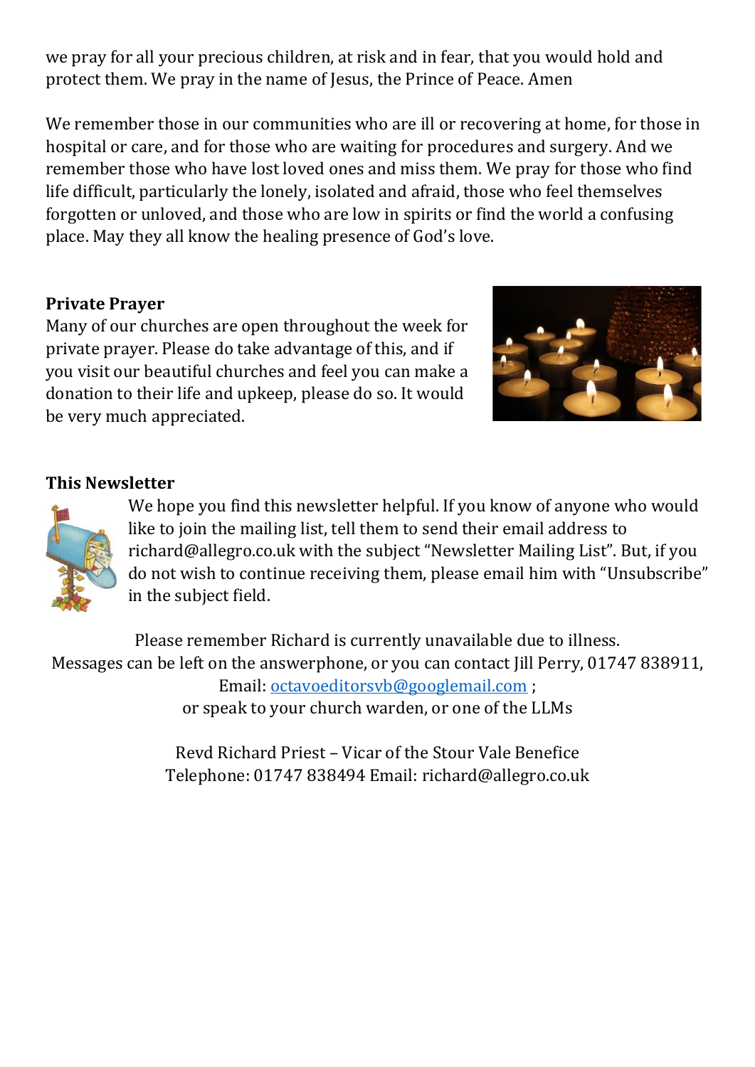we pray for all your precious children, at risk and in fear, that you would hold and protect them. We pray in the name of Jesus, the Prince of Peace. Amen

We remember those in our communities who are ill or recovering at home, for those in hospital or care, and for those who are waiting for procedures and surgery. And we remember those who have lost loved ones and miss them. We pray for those who find life difficult, particularly the lonely, isolated and afraid, those who feel themselves forgotten or unloved, and those who are low in spirits or find the world a confusing place. May they all know the healing presence of God's love.

**Private Prayer**

Many of our churches are open throughout the week for private prayer. Please do take advantage of this, and if you visit our beautiful churches and feel you can make a donation to their life and upkeep, please do so. It would be very much appreciated.

**This Newsletter**

We hope you find this newsletter helpful. If you know of anyone who would like to join the mailing list, tell them to send their email address to richard@allegro.co.uk with the subject "Newsletter Mailing List". But, if you do not wish to continue receiving them, please email him with "Unsubscribe" in the subject field.

Please remember Richard is currently unavailable due to illness.
Messages can be left on the answerphone, or you can contact Jill Perry, 01747 838911,
Email: octavoeditorsvb@googlemail.com ;
or speak to your church warden, or one of the LLMs

Revd Richard Priest – Vicar of the Stour Vale Benefice
Telephone: 01747 838494 Email: richard@allegro.co.uk